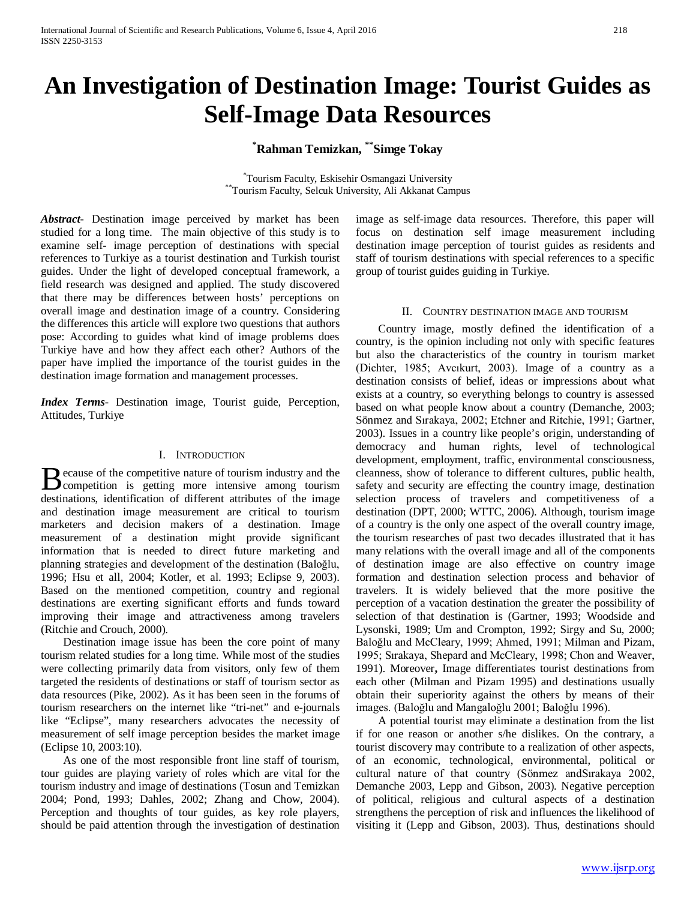# An Investigation of Destination Image: Tourist Guides as Self-Image Data Resources

**[*]Rahman Temizkan, [**]Simge Tokay**

[*]Tourism Faculty, Eskisehir Osmangazi University
[**]Tourism Faculty, Selcuk University, Ali Akkanat Campus

***Abstract***- Destination image perceived by market has been studied for a long time. The main objective of this study is to examine self- image perception of destinations with special references to Turkiye as a tourist destination and Turkish tourist guides. Under the light of developed conceptual framework, a field research was designed and applied. The study discovered that there may be differences between hosts' perceptions on overall image and destination image of a country. Considering the differences this article will explore two questions that authors pose: According to guides what kind of image problems does Turkiye have and how they affect each other? Authors of the paper have implied the importance of the tourist guides in the destination image formation and management processes.

***Index Terms***- Destination image, Tourist guide, Perception, Attitudes, Turkiye

## I. Introduction

Because of the competitive nature of tourism industry and the competition is getting more intensive among tourism destinations, identification of different attributes of the image and destination image measurement are critical to tourism marketers and decision makers of a destination. Image measurement of a destination might provide significant information that is needed to direct future marketing and planning strategies and development of the destination (Baloğlu, 1996; Hsu et all, 2004; Kotler, et al. 1993; Eclipse 9, 2003). Based on the mentioned competition, country and regional destinations are exerting significant efforts and funds toward improving their image and attractiveness among travelers (Ritchie and Crouch, 2000).

Destination image issue has been the core point of many tourism related studies for a long time. While most of the studies were collecting primarily data from visitors, only few of them targeted the residents of destinations or staff of tourism sector as data resources (Pike, 2002). As it has been seen in the forums of tourism researchers on the internet like "tri-net" and e-journals like "Eclipse", many researchers advocates the necessity of measurement of self image perception besides the market image (Eclipse 10, 2003:10).

As one of the most responsible front line staff of tourism, tour guides are playing variety of roles which are vital for the tourism industry and image of destinations (Tosun and Temizkan 2004; Pond, 1993; Dahles, 2002; Zhang and Chow, 2004). Perception and thoughts of tour guides, as key role players, should be paid attention through the investigation of destination image as self-image data resources. Therefore, this paper will focus on destination self image measurement including destination image perception of tourist guides as residents and staff of tourism destinations with special references to a specific group of tourist guides guiding in Turkiye.

## II. Country Destination Image and Tourism

Country image, mostly defined the identification of a country, is the opinion including not only with specific features but also the characteristics of the country in tourism market (Dichter, 1985; Avcıkurt, 2003). Image of a country as a destination consists of belief, ideas or impressions about what exists at a country, so everything belongs to country is assessed based on what people know about a country (Demanche, 2003; Sönmez and Sırakaya, 2002; Etchner and Ritchie, 1991; Gartner, 2003). Issues in a country like people's origin, understanding of democracy and human rights, level of technological development, employment, traffic, environmental consciousness, cleanness, show of tolerance to different cultures, public health, safety and security are effecting the country image, destination selection process of travelers and competitiveness of a destination (DPT, 2000; WTTC, 2006). Although, tourism image of a country is the only one aspect of the overall country image, the tourism researches of past two decades illustrated that it has many relations with the overall image and all of the components of destination image are also effective on country image formation and destination selection process and behavior of travelers. It is widely believed that the more positive the perception of a vacation destination the greater the possibility of selection of that destination is (Gartner, 1993; Woodside and Lysonski, 1989; Um and Crompton, 1992; Sirgy and Su, 2000; Baloğlu and McCleary, 1999; Ahmed, 1991; Milman and Pizam, 1995; Sırakaya, Shepard and McCleary, 1998; Chon and Weaver, 1991). Moreover**,** Image differentiates tourist destinations from each other (Milman and Pizam 1995) and destinations usually obtain their superiority against the others by means of their images. (Baloğlu and Mangaloğlu 2001; Baloğlu 1996).

A potential tourist may eliminate a destination from the list if for one reason or another s/he dislikes. On the contrary, a tourist discovery may contribute to a realization of other aspects, of an economic, technological, environmental, political or cultural nature of that country (Sönmez andSırakaya 2002, Demanche 2003, Lepp and Gibson, 2003). Negative perception of political, religious and cultural aspects of a destination strengthens the perception of risk and influences the likelihood of visiting it (Lepp and Gibson, 2003). Thus, destinations should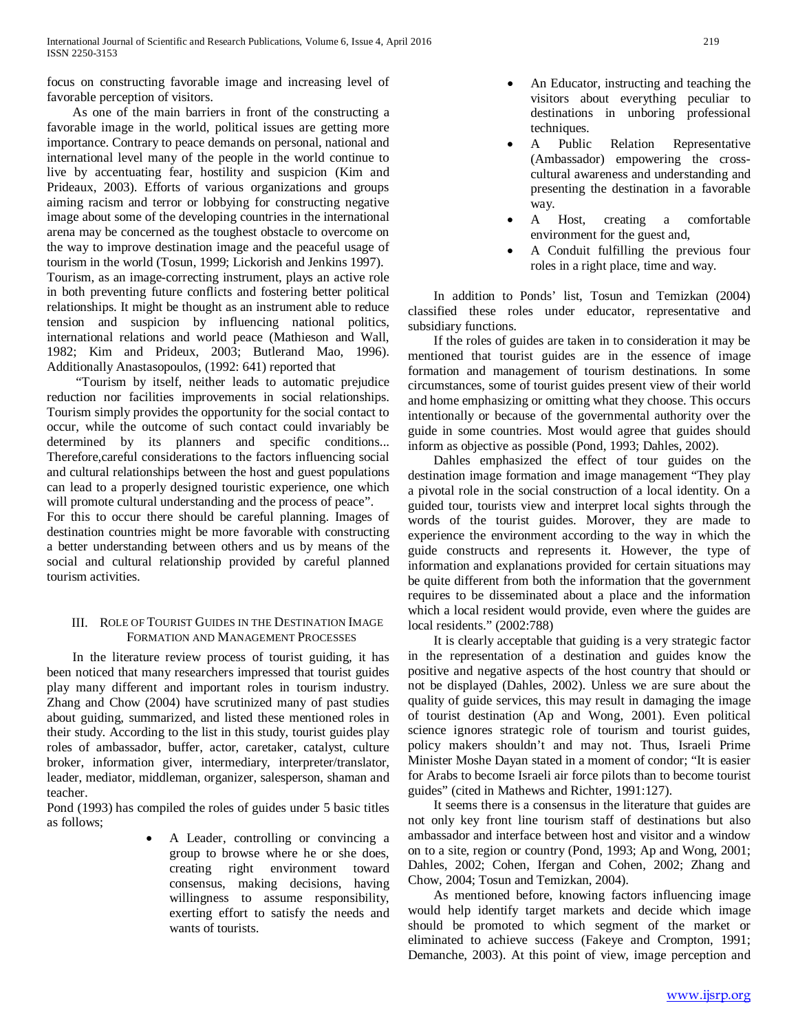focus on constructing favorable image and increasing level of favorable perception of visitors.

As one of the main barriers in front of the constructing a favorable image in the world, political issues are getting more importance. Contrary to peace demands on personal, national and international level many of the people in the world continue to live by accentuating fear, hostility and suspicion (Kim and Prideaux, 2003). Efforts of various organizations and groups aiming racism and terror or lobbying for constructing negative image about some of the developing countries in the international arena may be concerned as the toughest obstacle to overcome on the way to improve destination image and the peaceful usage of tourism in the world (Tosun, 1999; Lickorish and Jenkins 1997).

Tourism, as an image-correcting instrument, plays an active role in both preventing future conflicts and fostering better political relationships. It might be thought as an instrument able to reduce tension and suspicion by influencing national politics, international relations and world peace (Mathieson and Wall, 1982; Kim and Prideux, 2003; Butlerand Mao, 1996). Additionally Anastasopoulos, (1992: 641) reported that

"Tourism by itself, neither leads to automatic prejudice reduction nor facilities improvements in social relationships. Tourism simply provides the opportunity for the social contact to occur, while the outcome of such contact could invariably be determined by its planners and specific conditions... Therefore,careful considerations to the factors influencing social and cultural relationships between the host and guest populations can lead to a properly designed touristic experience, one which will promote cultural understanding and the process of peace".

For this to occur there should be careful planning. Images of destination countries might be more favorable with constructing a better understanding between others and us by means of the social and cultural relationship provided by careful planned tourism activities.

## III. Role of Tourist Guides in the Destination Image Formation and Management Processes

In the literature review process of tourist guiding, it has been noticed that many researchers impressed that tourist guides play many different and important roles in tourism industry. Zhang and Chow (2004) have scrutinized many of past studies about guiding, summarized, and listed these mentioned roles in their study. According to the list in this study, tourist guides play roles of ambassador, buffer, actor, caretaker, catalyst, culture broker, information giver, intermediary, interpreter/translator, leader, mediator, middleman, organizer, salesperson, shaman and teacher.

Pond (1993) has compiled the roles of guides under 5 basic titles as follows;

- A Leader, controlling or convincing a group to browse where he or she does, creating right environment toward consensus, making decisions, having willingness to assume responsibility, exerting effort to satisfy the needs and wants of tourists.
- An Educator, instructing and teaching the visitors about everything peculiar to destinations in unboring professional techniques.
- A Public Relation Representative (Ambassador) empowering the cross-cultural awareness and understanding and presenting the destination in a favorable way.
- A Host, creating a comfortable environment for the guest and,
- A Conduit fulfilling the previous four roles in a right place, time and way.

In addition to Ponds' list, Tosun and Temizkan (2004) classified these roles under educator, representative and subsidiary functions.

If the roles of guides are taken in to consideration it may be mentioned that tourist guides are in the essence of image formation and management of tourism destinations. In some circumstances, some of tourist guides present view of their world and home emphasizing or omitting what they choose. This occurs intentionally or because of the governmental authority over the guide in some countries. Most would agree that guides should inform as objective as possible (Pond, 1993; Dahles, 2002).

Dahles emphasized the effect of tour guides on the destination image formation and image management "They play a pivotal role in the social construction of a local identity. On a guided tour, tourists view and interpret local sights through the words of the tourist guides. Morover, they are made to experience the environment according to the way in which the guide constructs and represents it. However, the type of information and explanations provided for certain situations may be quite different from both the information that the government requires to be disseminated about a place and the information which a local resident would provide, even where the guides are local residents." (2002:788)

It is clearly acceptable that guiding is a very strategic factor in the representation of a destination and guides know the positive and negative aspects of the host country that should or not be displayed (Dahles, 2002). Unless we are sure about the quality of guide services, this may result in damaging the image of tourist destination (Ap and Wong, 2001). Even political science ignores strategic role of tourism and tourist guides, policy makers shouldn't and may not. Thus, Israeli Prime Minister Moshe Dayan stated in a moment of condor; "It is easier for Arabs to become Israeli air force pilots than to become tourist guides" (cited in Mathews and Richter, 1991:127).

It seems there is a consensus in the literature that guides are not only key front line tourism staff of destinations but also ambassador and interface between host and visitor and a window on to a site, region or country (Pond, 1993; Ap and Wong, 2001; Dahles, 2002; Cohen, Ifergan and Cohen, 2002; Zhang and Chow, 2004; Tosun and Temizkan, 2004).

As mentioned before, knowing factors influencing image would help identify target markets and decide which image should be promoted to which segment of the market or eliminated to achieve success (Fakeye and Crompton, 1991; Demanche, 2003). At this point of view, image perception and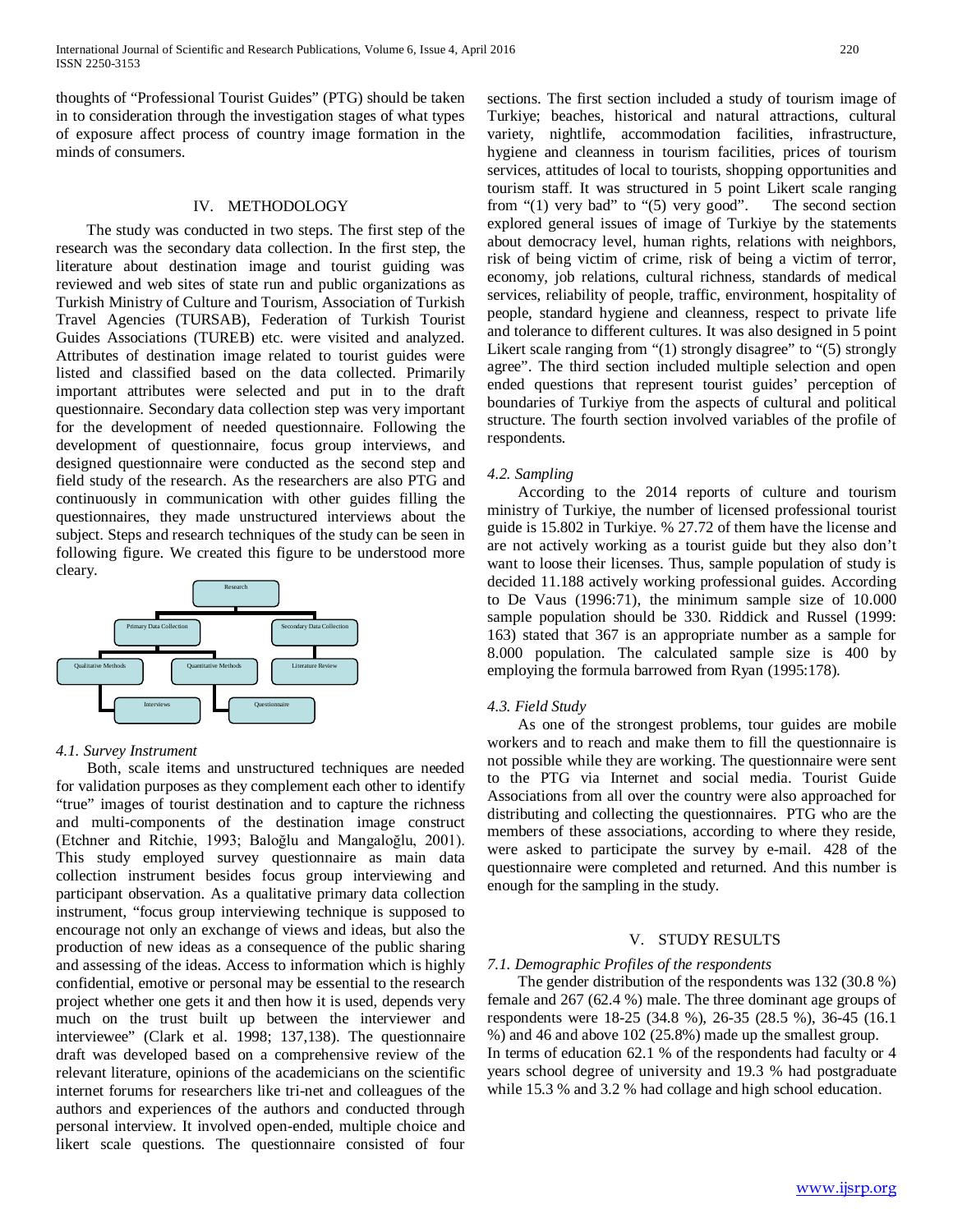thoughts of "Professional Tourist Guides" (PTG) should be taken in to consideration through the investigation stages of what types of exposure affect process of country image formation in the minds of consumers.

## IV. METHODOLOGY

The study was conducted in two steps. The first step of the research was the secondary data collection. In the first step, the literature about destination image and tourist guiding was reviewed and web sites of state run and public organizations as Turkish Ministry of Culture and Tourism, Association of Turkish Travel Agencies (TURSAB), Federation of Turkish Tourist Guides Associations (TUREB) etc. were visited and analyzed. Attributes of destination image related to tourist guides were listed and classified based on the data collected. Primarily important attributes were selected and put in to the draft questionnaire. Secondary data collection step was very important for the development of needed questionnaire. Following the development of questionnaire, focus group interviews, and designed questionnaire were conducted as the second step and field study of the research. As the researchers are also PTG and continuously in communication with other guides filling the questionnaires, they made unstructured interviews about the subject. Steps and research techniques of the study can be seen in following figure. We created this figure to be understood more cleary.

Research
- Primary Data Collection
  - Qualitative Methods
    - Interviews
  - Quantitative Methods
    - Questionnaire
- Secondary Data Collection
  - Literature Review

### *4.1. Survey Instrument*

Both, scale items and unstructured techniques are needed for validation purposes as they complement each other to identify "true" images of tourist destination and to capture the richness and multi-components of the destination image construct (Etchner and Ritchie, 1993; Baloğlu and Mangaloğlu, 2001). This study employed survey questionnaire as main data collection instrument besides focus group interviewing and participant observation. As a qualitative primary data collection instrument, "focus group interviewing technique is supposed to encourage not only an exchange of views and ideas, but also the production of new ideas as a consequence of the public sharing and assessing of the ideas. Access to information which is highly confidential, emotive or personal may be essential to the research project whether one gets it and then how it is used, depends very much on the trust built up between the interviewer and interviewee" (Clark et al. 1998; 137,138). The questionnaire draft was developed based on a comprehensive review of the relevant literature, opinions of the academicians on the scientific internet forums for researchers like tri-net and colleagues of the authors and experiences of the authors and conducted through personal interview. It involved open-ended, multiple choice and likert scale questions. The questionnaire consisted of four sections. The first section included a study of tourism image of Turkiye; beaches, historical and natural attractions, cultural variety, nightlife, accommodation facilities, infrastructure, hygiene and cleanness in tourism facilities, prices of tourism services, attitudes of local to tourists, shopping opportunities and tourism staff. It was structured in 5 point Likert scale ranging from "(1) very bad" to "(5) very good". The second section explored general issues of image of Turkiye by the statements about democracy level, human rights, relations with neighbors, risk of being victim of crime, risk of being a victim of terror, economy, job relations, cultural richness, standards of medical services, reliability of people, traffic, environment, hospitality of people, standard hygiene and cleanness, respect to private life and tolerance to different cultures. It was also designed in 5 point Likert scale ranging from "(1) strongly disagree" to "(5) strongly agree". The third section included multiple selection and open ended questions that represent tourist guides' perception of boundaries of Turkiye from the aspects of cultural and political structure. The fourth section involved variables of the profile of respondents.

### *4.2. Sampling*

According to the 2014 reports of culture and tourism ministry of Turkiye, the number of licensed professional tourist guide is 15.802 in Turkiye. % 27.72 of them have the license and are not actively working as a tourist guide but they also don't want to loose their licenses. Thus, sample population of study is decided 11.188 actively working professional guides. According to De Vaus (1996:71), the minimum sample size of 10.000 sample population should be 330. Riddick and Russel (1999: 163) stated that 367 is an appropriate number as a sample for 8.000 population. The calculated sample size is 400 by employing the formula barrowed from Ryan (1995:178).

### *4.3. Field Study*

As one of the strongest problems, tour guides are mobile workers and to reach and make them to fill the questionnaire is not possible while they are working. The questionnaire were sent to the PTG via Internet and social media. Tourist Guide Associations from all over the country were also approached for distributing and collecting the questionnaires. PTG who are the members of these associations, according to where they reside, were asked to participate the survey by e-mail. 428 of the questionnaire were completed and returned. And this number is enough for the sampling in the study.

## V. STUDY RESULTS

### *7.1. Demographic Profiles of the respondents*

The gender distribution of the respondents was 132 (30.8 %) female and 267 (62.4 %) male. The three dominant age groups of respondents were 18-25 (34.8 %), 26-35 (28.5 %), 36-45 (16.1 %) and 46 and above 102 (25.8%) made up the smallest group.
In terms of education 62.1 % of the respondents had faculty or 4 years school degree of university and 19.3 % had postgraduate while 15.3 % and 3.2 % had collage and high school education.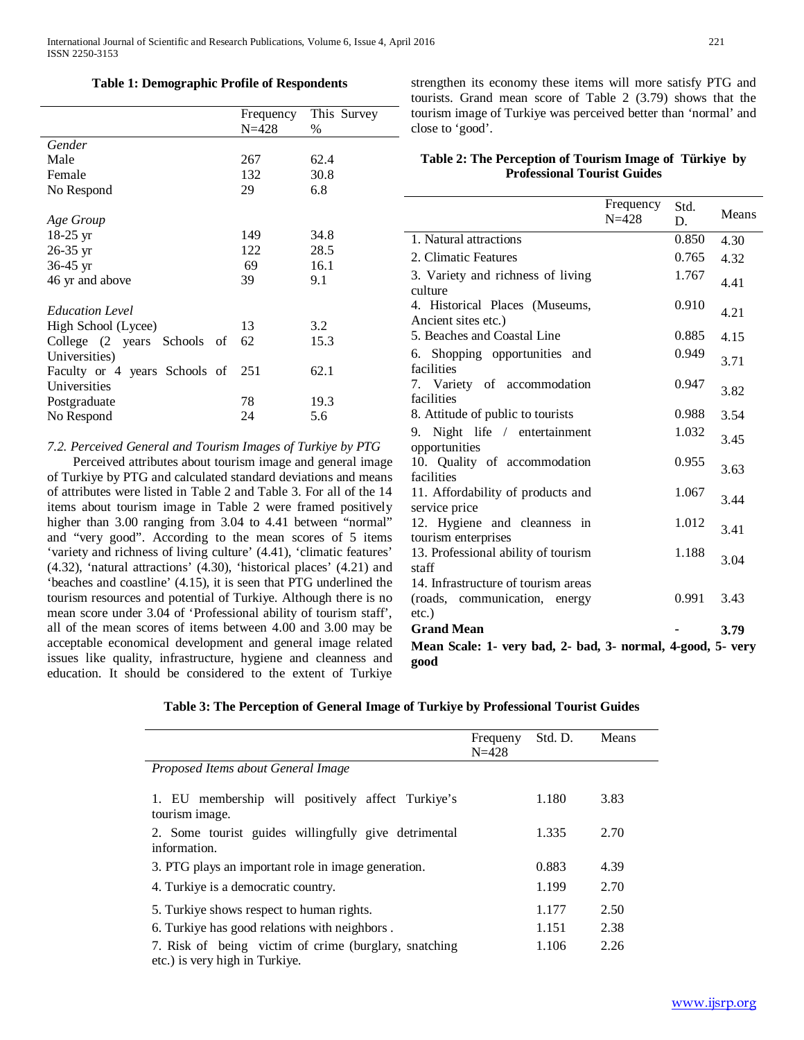**Table 1: Demographic Profile of Respondents**

| | Frequency N=428 | This Survey % |
|---|---|---|
| *Gender* | | |
| Male | 267 | 62.4 |
| Female | 132 | 30.8 |
| No Respond | 29 | 6.8 |
| *Age Group* | | |
| 18-25 yr | 149 | 34.8 |
| 26-35 yr | 122 | 28.5 |
| 36-45 yr | 69 | 16.1 |
| 46 yr and above | 39 | 9.1 |
| *Education Level* | | |
| High School (Lycee) | 13 | 3.2 |
| College (2 years Schools of Universities) | 62 | 15.3 |
| Faculty or 4 years Schools of Universities | 251 | 62.1 |
| Postgraduate | 78 | 19.3 |
| No Respond | 24 | 5.6 |

*7.2. Perceived General and Tourism Images of Turkiye by PTG*

Perceived attributes about tourism image and general image of Turkiye by PTG and calculated standard deviations and means of attributes were listed in Table 2 and Table 3. For all of the 14 items about tourism image in Table 2 were framed positively higher than 3.00 ranging from 3.04 to 4.41 between "normal" and "very good". According to the mean scores of 5 items 'variety and richness of living culture' (4.41), 'climatic features' (4.32), 'natural attractions' (4.30), 'historical places' (4.21) and 'beaches and coastline' (4.15), it is seen that PTG underlined the tourism resources and potential of Turkiye. Although there is no mean score under 3.04 of 'Professional ability of tourism staff', all of the mean scores of items between 4.00 and 3.00 may be acceptable economical development and general image related issues like quality, infrastructure, hygiene and cleanness and education. It should be considered to the extent of Turkiye strengthen its economy these items will more satisfy PTG and tourists. Grand mean score of Table 2 (3.79) shows that the tourism image of Turkiye was perceived better than 'normal' and close to 'good'.

**Table 2: The Perception of Tourism Image of Türkiye by Professional Tourist Guides**

| | Frequency N=428 | Std. D. | Means |
|---|---|---|---|
| 1. Natural attractions | | 0.850 | 4.30 |
| 2. Climatic Features | | 0.765 | 4.32 |
| 3. Variety and richness of living culture | | 1.767 | 4.41 |
| 4. Historical Places (Museums, Ancient sites etc.) | | 0.910 | 4.21 |
| 5. Beaches and Coastal Line | | 0.885 | 4.15 |
| 6. Shopping opportunities and facilities | | 0.949 | 3.71 |
| 7. Variety of accommodation facilities | | 0.947 | 3.82 |
| 8. Attitude of public to tourists | | 0.988 | 3.54 |
| 9. Night life / entertainment opportunities | | 1.032 | 3.45 |
| 10. Quality of accommodation facilities | | 0.955 | 3.63 |
| 11. Affordability of products and service price | | 1.067 | 3.44 |
| 12. Hygiene and cleanness in tourism enterprises | | 1.012 | 3.41 |
| 13. Professional ability of tourism staff | | 1.188 | 3.04 |
| 14. Infrastructure of tourism areas (roads, communication, energy etc.) | | 0.991 | 3.43 |
| **Grand Mean** | | - | **3.79** |

**Mean Scale: 1- very bad, 2- bad, 3- normal, 4-good, 5- very good**

**Table 3: The Perception of General Image of Turkiye by Professional Tourist Guides**

| | Frequeny N=428 | Std. D. | Means |
|---|---|---|---|
| *Proposed Items about General Image* | | | |
| 1. EU membership will positively affect Turkiye's tourism image. | | 1.180 | 3.83 |
| 2. Some tourist guides willingfully give detrimental information. | | 1.335 | 2.70 |
| 3. PTG plays an important role in image generation. | | 0.883 | 4.39 |
| 4. Turkiye is a democratic country. | | 1.199 | 2.70 |
| 5. Turkiye shows respect to human rights. | | 1.177 | 2.50 |
| 6. Turkiye has good relations with neighbors . | | 1.151 | 2.38 |
| 7. Risk of being victim of crime (burglary, snatching etc.) is very high in Turkiye. | | 1.106 | 2.26 |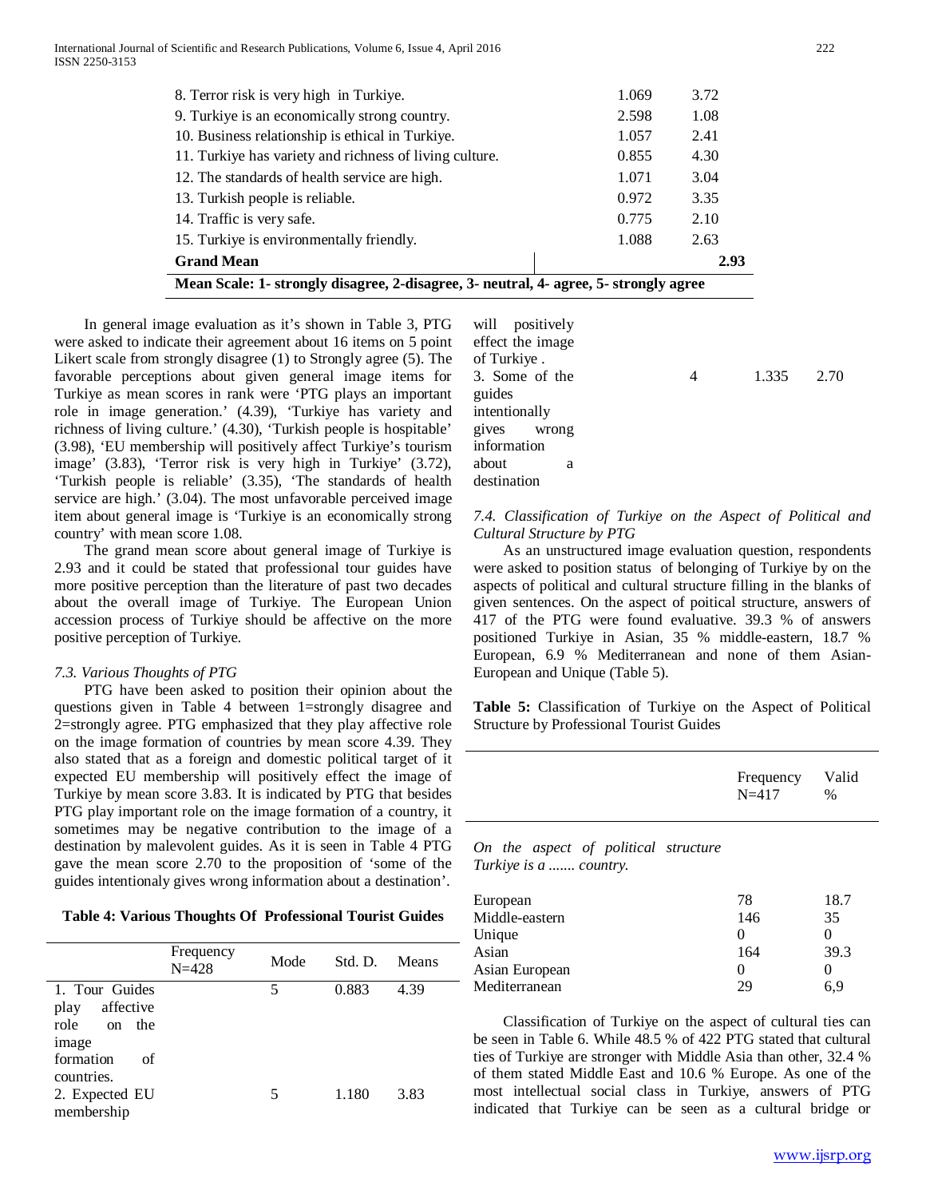| | | |
|---|---|---|
| 8. Terror risk is very high in Turkiye. | 1.069 | 3.72 |
| 9. Turkiye is an economically strong country. | 2.598 | 1.08 |
| 10. Business relationship is ethical in Turkiye. | 1.057 | 2.41 |
| 11. Turkiye has variety and richness of living culture. | 0.855 | 4.30 |
| 12. The standards of health service are high. | 1.071 | 3.04 |
| 13. Turkish people is reliable. | 0.972 | 3.35 |
| 14. Traffic is very safe. | 0.775 | 2.10 |
| 15. Turkiye is environmentally friendly. | 1.088 | 2.63 |
| **Grand Mean** | | **2.93** |
| **Mean Scale: 1- strongly disagree, 2-disagree, 3- neutral, 4- agree, 5- strongly agree** | | |

In general image evaluation as it's shown in Table 3, PTG were asked to indicate their agreement about 16 items on 5 point Likert scale from strongly disagree (1) to Strongly agree (5). The favorable perceptions about given general image items for Turkiye as mean scores in rank were 'PTG plays an important role in image generation.' (4.39), 'Turkiye has variety and richness of living culture.' (4.30), 'Turkish people is hospitable' (3.98), 'EU membership will positively affect Turkiye's tourism image' (3.83), 'Terror risk is very high in Turkiye' (3.72), 'Turkish people is reliable' (3.35), 'The standards of health service are high.' (3.04). The most unfavorable perceived image item about general image is 'Turkiye is an economically strong country' with mean score 1.08.

The grand mean score about general image of Turkiye is 2.93 and it could be stated that professional tour guides have more positive perception than the literature of past two decades about the overall image of Turkiye. The European Union accession process of Turkiye should be affective on the more positive perception of Turkiye.

*7.3. Various Thoughts of PTG*

PTG have been asked to position their opinion about the questions given in Table 4 between 1=strongly disagree and 2=strongly agree. PTG emphasized that they play affective role on the image formation of countries by mean score 4.39. They also stated that as a foreign and domestic political target of it expected EU membership will positively effect the image of Turkiye by mean score 3.83. It is indicated by PTG that besides PTG play important role on the image formation of a country, it sometimes may be negative contribution to the image of a destination by malevolent guides. As it is seen in Table 4 PTG gave the mean score 2.70 to the proposition of 'some of the guides intentionaly gives wrong information about a destination'.

**Table 4: Various Thoughts Of Professional Tourist Guides**

| | Frequency N=428 | Mode | Std. D. | Means |
|---|---|---|---|---|
| 1. Tour Guides play affective role on the image formation of countries. | | 5 | 0.883 | 4.39 |
| 2. Expected EU membership will positively effect the image of Turkiye . | | 5 | 1.180 | 3.83 |
| 3. Some of the guides intentionally gives wrong information about a destination | | 4 | 1.335 | 2.70 |

*7.4. Classification of Turkiye on the Aspect of Political and Cultural Structure by PTG*

As an unstructured image evaluation question, respondents were asked to position status of belonging of Turkiye by on the aspects of political and cultural structure filling in the blanks of given sentences. On the aspect of poitical structure, answers of 417 of the PTG were found evaluative. 39.3 % of answers positioned Turkiye in Asian, 35 % middle-eastern, 18.7 % European, 6.9 % Mediterranean and none of them Asian-European and Unique (Table 5).

**Table 5:** Classification of Turkiye on the Aspect of Political Structure by Professional Tourist Guides

| | Frequency N=417 | Valid % |
|---|---|---|
| *On the aspect of political structure Turkiye is a ....... country.* | | |
| European | 78 | 18.7 |
| Middle-eastern | 146 | 35 |
| Unique | 0 | 0 |
| Asian | 164 | 39.3 |
| Asian European | 0 | 0 |
| Mediterranean | 29 | 6,9 |

Classification of Turkiye on the aspect of cultural ties can be seen in Table 6. While 48.5 % of 422 PTG stated that cultural ties of Turkiye are stronger with Middle Asia than other, 32.4 % of them stated Middle East and 10.6 % Europe. As one of the most intellectual social class in Turkiye, answers of PTG indicated that Turkiye can be seen as a cultural bridge or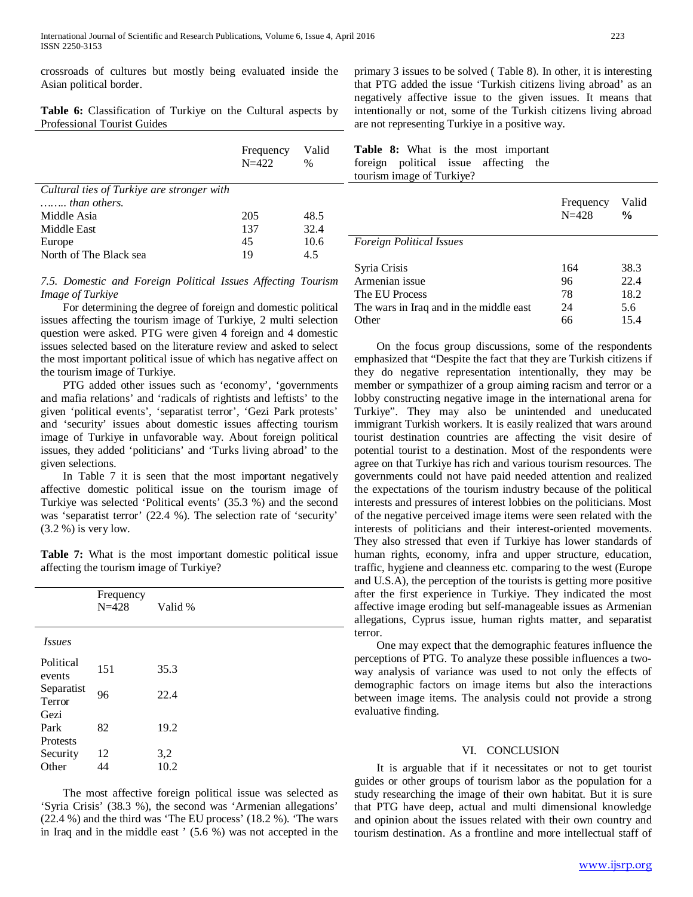crossroads of cultures but mostly being evaluated inside the Asian political border.

**Table 6:** Classification of Turkiye on the Cultural aspects by Professional Tourist Guides

| | Frequency N=422 | Valid % |
|---|---|---|
| *Cultural ties of Turkiye are stronger with …….. than others.* | | |
| Middle Asia | 205 | 48.5 |
| Middle East | 137 | 32.4 |
| Europe | 45 | 10.6 |
| North of The Black sea | 19 | 4.5 |

*7.5. Domestic and Foreign Political Issues Affecting Tourism Image of Turkiye*

For determining the degree of foreign and domestic political issues affecting the tourism image of Turkiye, 2 multi selection question were asked. PTG were given 4 foreign and 4 domestic issues selected based on the literature review and asked to select the most important political issue of which has negative affect on the tourism image of Turkiye.

PTG added other issues such as 'economy', 'governments and mafia relations' and 'radicals of rightists and leftists' to the given 'political events', 'separatist terror', 'Gezi Park protests' and 'security' issues about domestic issues affecting tourism image of Turkiye in unfavorable way. About foreign political issues, they added 'politicians' and 'Turks living abroad' to the given selections.

In Table 7 it is seen that the most important negatively affective domestic political issue on the tourism image of Turkiye was selected 'Political events' (35.3 %) and the second was 'separatist terror' (22.4 %). The selection rate of 'security' (3.2 %) is very low.

**Table 7:** What is the most important domestic political issue affecting the tourism image of Turkiye?

| | Frequency N=428 | Valid % |
|---|---|---|
| *Issues* | | |
| Political events | 151 | 35.3 |
| Separatist Terror | 96 | 22.4 |
| Gezi Park Protests | 82 | 19.2 |
| Security | 12 | 3,2 |
| Other | 44 | 10.2 |

The most affective foreign political issue was selected as 'Syria Crisis' (38.3 %), the second was 'Armenian allegations' (22.4 %) and the third was 'The EU process' (18.2 %). 'The wars in Iraq and in the middle east ' (5.6 %) was not accepted in the primary 3 issues to be solved ( Table 8). In other, it is interesting that PTG added the issue 'Turkish citizens living abroad' as an negatively affective issue to the given issues. It means that intentionally or not, some of the Turkish citizens living abroad are not representing Turkiye in a positive way.

**Table 8:** What is the most important foreign political issue affecting the tourism image of Turkiye?

| | Frequency N=428 | Valid **%** |
|---|---|---|
| *Foreign Political Issues* | | |
| Syria Crisis | 164 | 38.3 |
| Armenian issue | 96 | 22.4 |
| The EU Process | 78 | 18.2 |
| The wars in Iraq and in the middle east | 24 | 5.6 |
| Other | 66 | 15.4 |

On the focus group discussions, some of the respondents emphasized that "Despite the fact that they are Turkish citizens if they do negative representation intentionally, they may be member or sympathizer of a group aiming racism and terror or a lobby constructing negative image in the international arena for Turkiye". They may also be unintended and uneducated immigrant Turkish workers. It is easily realized that wars around tourist destination countries are affecting the visit desire of potential tourist to a destination. Most of the respondents were agree on that Turkiye has rich and various tourism resources. The governments could not have paid needed attention and realized the expectations of the tourism industry because of the political interests and pressures of interest lobbies on the politicians. Most of the negative perceived image items were seen related with the interests of politicians and their interest-oriented movements. They also stressed that even if Turkiye has lower standards of human rights, economy, infra and upper structure, education, traffic, hygiene and cleanness etc. comparing to the west (Europe and U.S.A), the perception of the tourists is getting more positive after the first experience in Turkiye. They indicated the most affective image eroding but self-manageable issues as Armenian allegations, Cyprus issue, human rights matter, and separatist terror.

One may expect that the demographic features influence the perceptions of PTG. To analyze these possible influences a two-way analysis of variance was used to not only the effects of demographic factors on image items but also the interactions between image items. The analysis could not provide a strong evaluative finding.

## VI. CONCLUSION

It is arguable that if it necessitates or not to get tourist guides or other groups of tourism labor as the population for a study researching the image of their own habitat. But it is sure that PTG have deep, actual and multi dimensional knowledge and opinion about the issues related with their own country and tourism destination. As a frontline and more intellectual staff of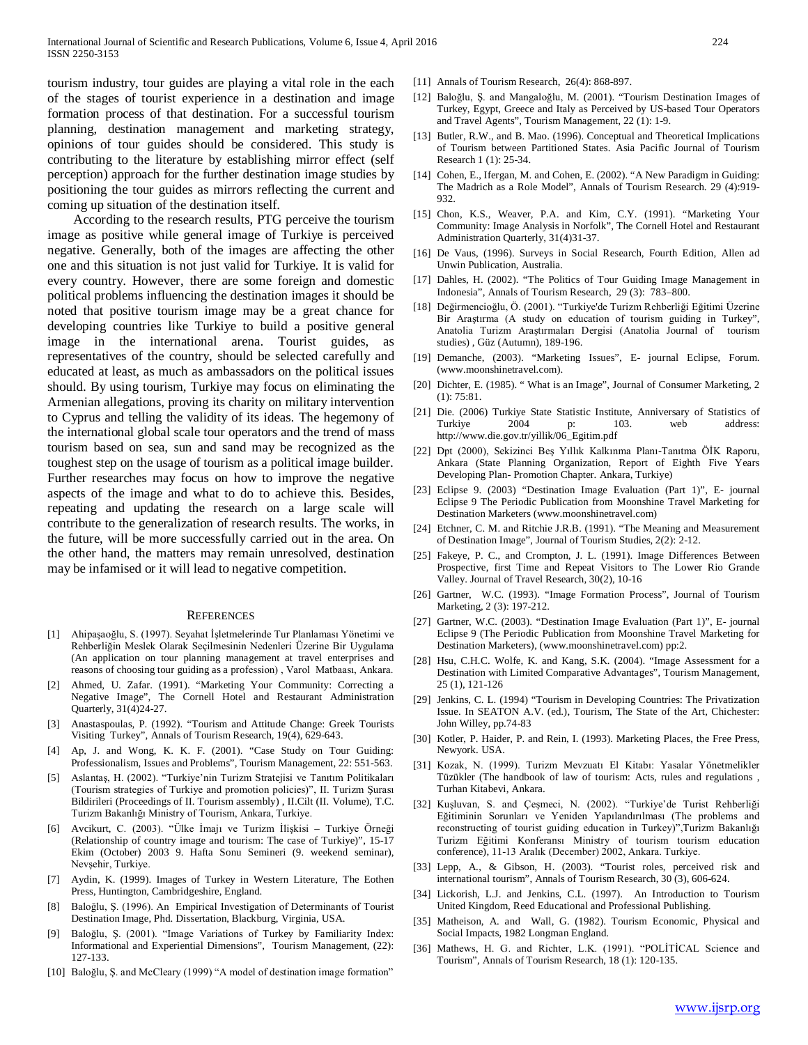tourism industry, tour guides are playing a vital role in the each of the stages of tourist experience in a destination and image formation process of that destination. For a successful tourism planning, destination management and marketing strategy, opinions of tour guides should be considered. This study is contributing to the literature by establishing mirror effect (self perception) approach for the further destination image studies by positioning the tour guides as mirrors reflecting the current and coming up situation of the destination itself.

According to the research results, PTG perceive the tourism image as positive while general image of Turkiye is perceived negative. Generally, both of the images are affecting the other one and this situation is not just valid for Turkiye. It is valid for every country. However, there are some foreign and domestic political problems influencing the destination images it should be noted that positive tourism image may be a great chance for developing countries like Turkiye to build a positive general image in the international arena. Tourist guides, as representatives of the country, should be selected carefully and educated at least, as much as ambassadors on the political issues should. By using tourism, Turkiye may focus on eliminating the Armenian allegations, proving its charity on military intervention to Cyprus and telling the validity of its ideas. The hegemony of the international global scale tour operators and the trend of mass tourism based on sea, sun and sand may be recognized as the toughest step on the usage of tourism as a political image builder. Further researches may focus on how to improve the negative aspects of the image and what to do to achieve this. Besides, repeating and updating the research on a large scale will contribute to the generalization of research results. The works, in the future, will be more successfully carried out in the area. On the other hand, the matters may remain unresolved, destination may be infamised or it will lead to negative competition.

## References

[1] Ahipaşaoğlu, S. (1997). Seyahat İşletmelerinde Tur Planlaması Yönetimi ve Rehberliğin Meslek Olarak Seçilmesinin Nedenleri Üzerine Bir Uygulama (An application on tour planning management at travel enterprises and reasons of choosing tour guiding as a profession) , Varol Matbaası, Ankara.

[2] Ahmed, U. Zafar. (1991). "Marketing Your Community: Correcting a Negative Image", The Cornell Hotel and Restaurant Administration Quarterly, 31(4)24-27.

[3] Anastaspoulas, P. (1992). "Tourism and Attitude Change: Greek Tourists Visiting Turkey", Annals of Tourism Research, 19(4), 629-643.

[4] Ap, J. and Wong, K. K. F. (2001). "Case Study on Tour Guiding: Professionalism, Issues and Problems", Tourism Management, 22: 551-563.

[5] Aslantaş, H. (2002). "Turkiye'nin Turizm Stratejisi ve Tanıtım Politikaları (Tourism strategies of Turkiye and promotion policies)", II. Turizm Şurası Bildirileri (Proceedings of II. Tourism assembly) , II.Cilt (II. Volume), T.C. Turizm Bakanlığı Ministry of Tourism, Ankara, Turkiye.

[6] Avcikurt, C. (2003). "Ülke İmajı ve Turizm İlişkisi – Turkiye Örneği (Relationship of country image and tourism: The case of Turkiye)", 15-17 Ekim (October) 2003 9. Hafta Sonu Semineri (9. weekend seminar), Nevşehir, Turkiye.

[7] Aydin, K. (1999). Images of Turkey in Western Literature, The Eothen Press, Huntington, Cambridgeshire, England.

[8] Baloğlu, Ş. (1996). An Empirical Investigation of Determinants of Tourist Destination Image, Phd. Dissertation, Blackburg, Virginia, USA.

[9] Baloğlu, Ş. (2001). "Image Variations of Turkey by Familiarity Index: Informational and Experiential Dimensions", Tourism Management, (22): 127-133.

[10] Baloğlu, Ş. and McCleary (1999) "A model of destination image formation"

[11] Annals of Tourism Research, 26(4): 868-897.

[12] Baloğlu, Ş. and Mangaloğlu, M. (2001). "Tourism Destination Images of Turkey, Egypt, Greece and Italy as Perceived by US-based Tour Operators and Travel Agents", Tourism Management, 22 (1): 1-9.

[13] Butler, R.W., and B. Mao. (1996). Conceptual and Theoretical Implications of Tourism between Partitioned States. Asia Pacific Journal of Tourism Research 1 (1): 25-34.

[14] Cohen, E., Ifergan, M. and Cohen, E. (2002). "A New Paradigm in Guiding: The Madrich as a Role Model", Annals of Tourism Research. 29 (4):919-932.

[15] Chon, K.S., Weaver, P.A. and Kim, C.Y. (1991). "Marketing Your Community: Image Analysis in Norfolk", The Cornell Hotel and Restaurant Administration Quarterly, 31(4)31-37.

[16] De Vaus, (1996). Surveys in Social Research, Fourth Edition, Allen ad Unwin Publication, Australia.

[17] Dahles, H. (2002). "The Politics of Tour Guiding Image Management in Indonesia", Annals of Tourism Research, 29 (3): 783–800.

[18] Değirmencioğlu, Ö. (2001). "Turkiye'de Turizm Rehberliği Eğitimi Üzerine Bir Araştırma (A study on education of tourism guiding in Turkey", Anatolia Turizm Araştırmaları Dergisi (Anatolia Journal of tourism studies) , Güz (Autumn), 189-196.

[19] Demanche, (2003). "Marketing Issues", E- journal Eclipse, Forum. (www.moonshinetravel.com).

[20] Dichter, E. (1985). " What is an Image", Journal of Consumer Marketing, 2 (1): 75:81.

[21] Die. (2006) Turkiye State Statistic Institute, Anniversary of Statistics of Turkiye 2004 p: 103. web address: http://www.die.gov.tr/yillik/06_Egitim.pdf

[22] Dpt (2000), Sekizinci Beş Yıllık Kalkınma Planı-Tanıtma ÖİK Raporu, Ankara (State Planning Organization, Report of Eighth Five Years Developing Plan- Promotion Chapter. Ankara, Turkiye)

[23] Eclipse 9. (2003) "Destination Image Evaluation (Part 1)", E- journal Eclipse 9 The Periodic Publication from Moonshine Travel Marketing for Destination Marketers (www.moonshinetravel.com)

[24] Etchner, C. M. and Ritchie J.R.B. (1991). "The Meaning and Measurement of Destination Image", Journal of Tourism Studies, 2(2): 2-12.

[25] Fakeye, P. C., and Crompton, J. L. (1991). Image Differences Between Prospective, first Time and Repeat Visitors to The Lower Rio Grande Valley. Journal of Travel Research, 30(2), 10-16

[26] Gartner, W.C. (1993). "Image Formation Process", Journal of Tourism Marketing, 2 (3): 197-212.

[27] Gartner, W.C. (2003). "Destination Image Evaluation (Part 1)", E- journal Eclipse 9 (The Periodic Publication from Moonshine Travel Marketing for Destination Marketers), (www.moonshinetravel.com) pp:2.

[28] Hsu, C.H.C. Wolfe, K. and Kang, S.K. (2004). "Image Assessment for a Destination with Limited Comparative Advantages", Tourism Management, 25 (1), 121-126

[29] Jenkins, C. L. (1994) "Tourism in Developing Countries: The Privatization Issue. In SEATON A.V. (ed.), Tourism, The State of the Art, Chichester: John Willey, pp.74-83

[30] Kotler, P. Haider, P. and Rein, I. (1993). Marketing Places, the Free Press, Newyork. USA.

[31] Kozak, N. (1999). Turizm Mevzuatı El Kitabı: Yasalar Yönetmelikler Tüzükler (The handbook of law of tourism: Acts, rules and regulations , Turhan Kitabevi, Ankara.

[32] Kuşluvan, S. and Çeşmeci, N. (2002). "Turkiye'de Turist Rehberliği Eğitiminin Sorunları ve Yeniden Yapılandırılması (The problems and reconstructing of tourist guiding education in Turkey)",Turizm Bakanlığı Turizm Eğitimi Konferansı Ministry of tourism tourism education conference), 11-13 Aralık (December) 2002, Ankara. Turkiye.

[33] Lepp, A., & Gibson, H. (2003). "Tourist roles, perceived risk and international tourism", Annals of Tourism Research, 30 (3), 606-624.

[34] Lickorish, L.J. and Jenkins, C.L. (1997). An Introduction to Tourism United Kingdom, Reed Educational and Professional Publishing.

[35] Matheison, A. and Wall, G. (1982). Tourism Economic, Physical and Social Impacts, 1982 Longman England.

[36] Mathews, H. G. and Richter, L.K. (1991). "POLİTİCAL Science and Tourism", Annals of Tourism Research, 18 (1): 120-135.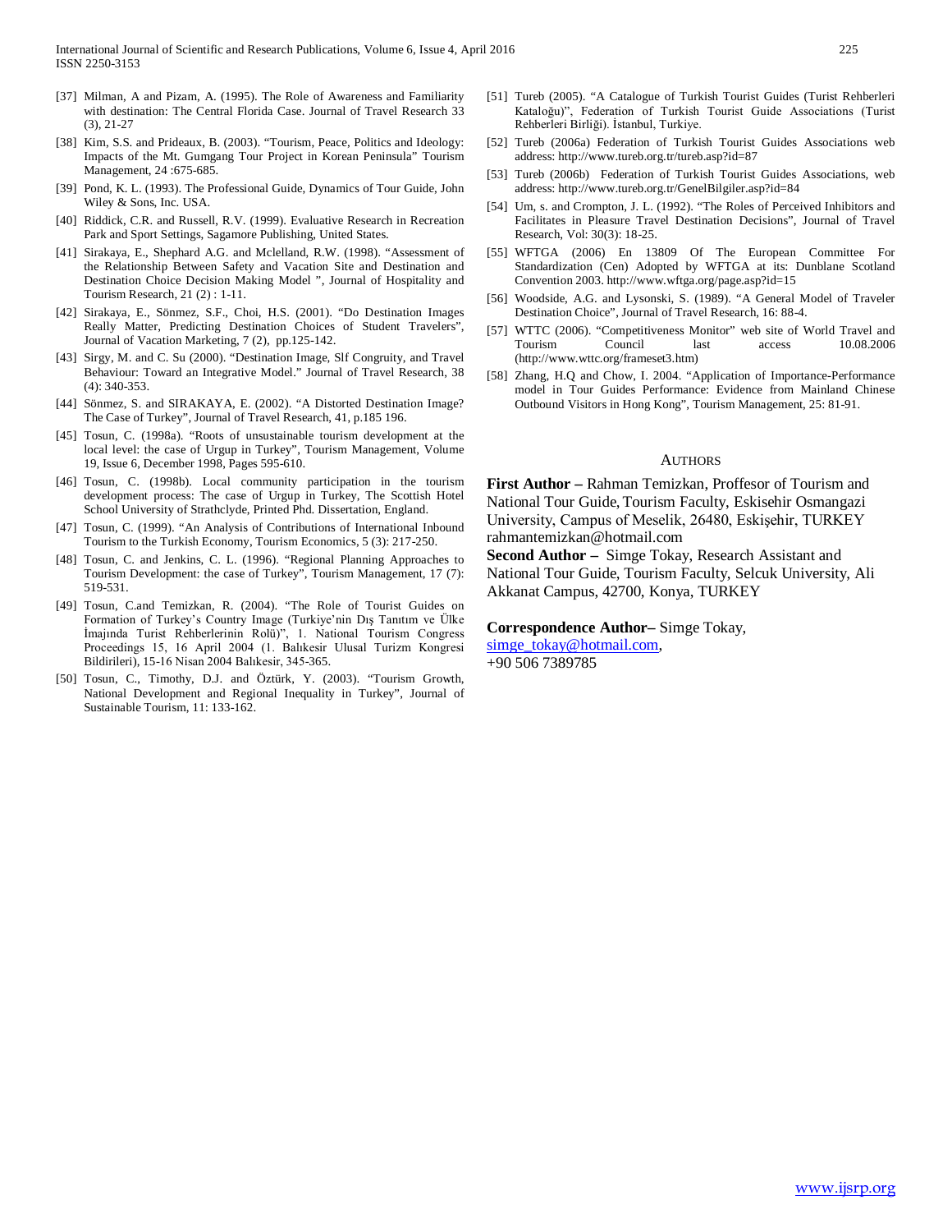[37] Milman, A and Pizam, A. (1995). The Role of Awareness and Familiarity with destination: The Central Florida Case. Journal of Travel Research 33 (3), 21-27

[38] Kim, S.S. and Prideaux, B. (2003). "Tourism, Peace, Politics and Ideology: Impacts of the Mt. Gumgang Tour Project in Korean Peninsula" Tourism Management, 24 :675-685.

[39] Pond, K. L. (1993). The Professional Guide, Dynamics of Tour Guide, John Wiley & Sons, Inc. USA.

[40] Riddick, C.R. and Russell, R.V. (1999). Evaluative Research in Recreation Park and Sport Settings, Sagamore Publishing, United States.

[41] Sirakaya, E., Shephard A.G. and Mclelland, R.W. (1998). "Assessment of the Relationship Between Safety and Vacation Site and Destination and Destination Choice Decision Making Model ", Journal of Hospitality and Tourism Research, 21 (2) : 1-11.

[42] Sirakaya, E., Sönmez, S.F., Choi, H.S. (2001). "Do Destination Images Really Matter, Predicting Destination Choices of Student Travelers", Journal of Vacation Marketing, 7 (2), pp.125-142.

[43] Sirgy, M. and C. Su (2000). "Destination Image, Slf Congruity, and Travel Behaviour: Toward an Integrative Model." Journal of Travel Research, 38 (4): 340-353.

[44] Sönmez, S. and SIRAKAYA, E. (2002). "A Distorted Destination Image? The Case of Turkey", Journal of Travel Research, 41, p.185 196.

[45] Tosun, C. (1998a). "Roots of unsustainable tourism development at the local level: the case of Urgup in Turkey", Tourism Management, Volume 19, Issue 6, December 1998, Pages 595-610.

[46] Tosun, C. (1998b). Local community participation in the tourism development process: The case of Urgup in Turkey, The Scottish Hotel School University of Strathclyde, Printed Phd. Dissertation, England.

[47] Tosun, C. (1999). "An Analysis of Contributions of International Inbound Tourism to the Turkish Economy, Tourism Economics, 5 (3): 217-250.

[48] Tosun, C. and Jenkins, C. L. (1996). "Regional Planning Approaches to Tourism Development: the case of Turkey", Tourism Management, 17 (7): 519-531.

[49] Tosun, C.and Temizkan, R. (2004). "The Role of Tourist Guides on Formation of Turkey's Country Image (Turkiye'nin Dış Tanıtım ve Ülke İmajında Turist Rehberlerinin Rolü)", 1. National Tourism Congress Proceedings 15, 16 April 2004 (1. Balıkesir Ulusal Turizm Kongresi Bildirileri), 15-16 Nisan 2004 Balıkesir, 345-365.

[50] Tosun, C., Timothy, D.J. and Öztürk, Y. (2003). "Tourism Growth, National Development and Regional Inequality in Turkey", Journal of Sustainable Tourism, 11: 133-162.

[51] Tureb (2005). "A Catalogue of Turkish Tourist Guides (Turist Rehberleri Kataloğu)", Federation of Turkish Tourist Guide Associations (Turist Rehberleri Birliği). İstanbul, Turkiye.

[52] Tureb (2006a) Federation of Turkish Tourist Guides Associations web address: http://www.tureb.org.tr/tureb.asp?id=87

[53] Tureb (2006b) Federation of Turkish Tourist Guides Associations, web address: http://www.tureb.org.tr/GenelBilgiler.asp?id=84

[54] Um, s. and Crompton, J. L. (1992). "The Roles of Perceived Inhibitors and Facilitates in Pleasure Travel Destination Decisions", Journal of Travel Research, Vol: 30(3): 18-25.

[55] WFTGA (2006) En 13809 Of The European Committee For Standardization (Cen) Adopted by WFTGA at its: Dunblane Scotland Convention 2003. http://www.wftga.org/page.asp?id=15

[56] Woodside, A.G. and Lysonski, S. (1989). "A General Model of Traveler Destination Choice", Journal of Travel Research, 16: 88-4.

[57] WTTC (2006). "Competitiveness Monitor" web site of World Travel and Tourism Council last access 10.08.2006 (http://www.wttc.org/frameset3.htm)

[58] Zhang, H.Q and Chow, I. 2004. "Application of Importance-Performance model in Tour Guides Performance: Evidence from Mainland Chinese Outbound Visitors in Hong Kong", Tourism Management, 25: 81-91.

## AUTHORS

**First Author –** Rahman Temizkan, Proffesor of Tourism and National Tour Guide, Tourism Faculty, Eskisehir Osmangazi University, Campus of Meselik, 26480, Eskişehir, TURKEY rahmantemizkan@hotmail.com

**Second Author –** Simge Tokay, Research Assistant and National Tour Guide, Tourism Faculty, Selcuk University, Ali Akkanat Campus, 42700, Konya, TURKEY

**Correspondence Author–** Simge Tokay, simge_tokay@hotmail.com, +90 506 7389785